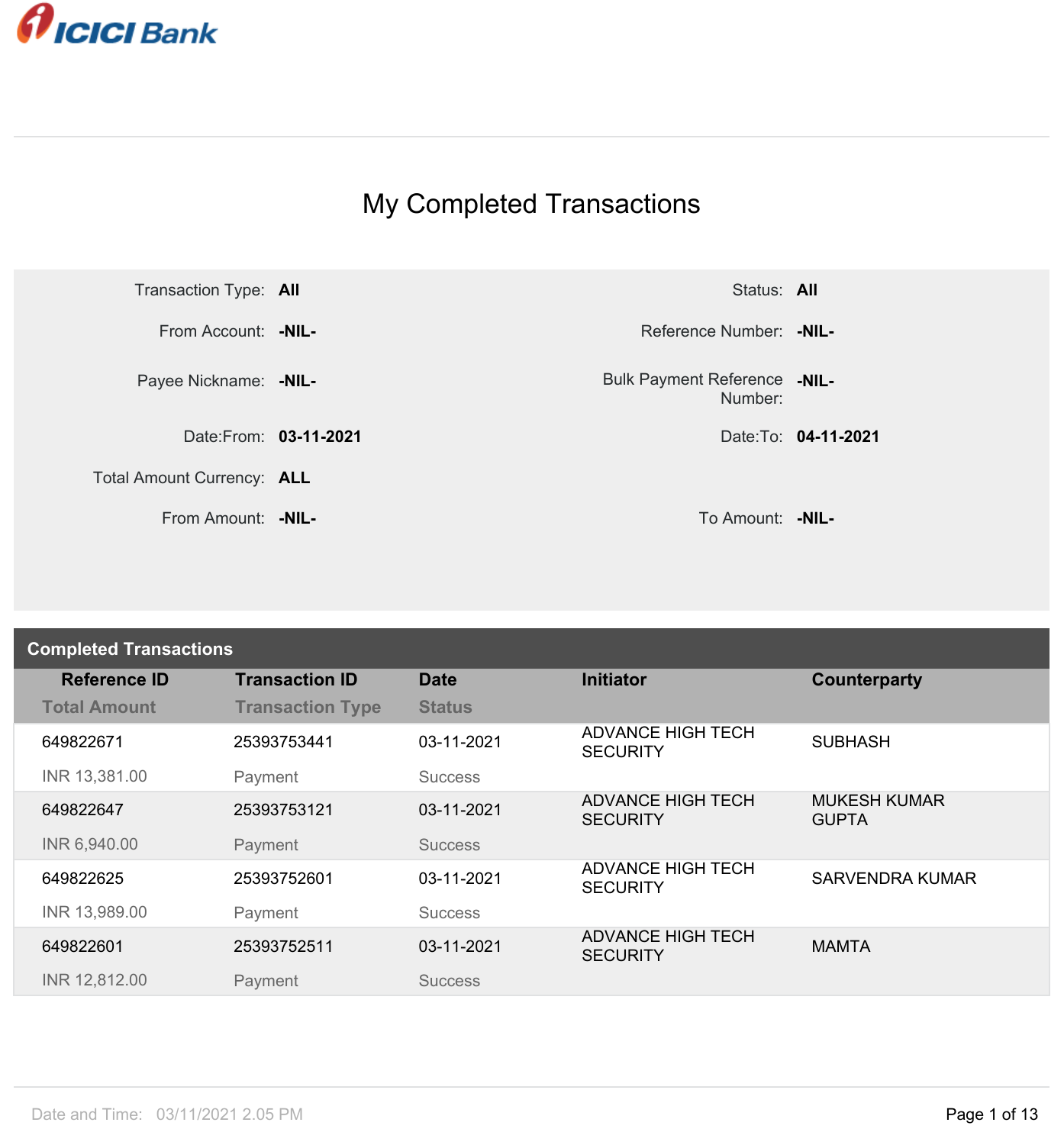ICICI Bank

# My Completed Transactions

| | | | |
|---|---|---|---|
| Transaction Type: | **All** | Status: | **All** |
| From Account: | **-NIL-** | Reference Number: | **-NIL-** |
| Payee Nickname: | **-NIL-** | Bulk Payment Reference Number: | **-NIL-** |
| Date:From: | **03-11-2021** | Date:To: | **04-11-2021** |
| Total Amount Currency: | **ALL** | | |
| From Amount: | **-NIL-** | To Amount: | **-NIL-** |

## Completed Transactions

| Reference ID / Total Amount | Transaction ID / Transaction Type | Date / Status | Initiator | Counterparty |
|---|---|---|---|---|
| 649822671<br>INR 13,381.00 | 25393753441<br>Payment | 03-11-2021<br>Success | ADVANCE HIGH TECH SECURITY | SUBHASH |
| 649822647<br>INR 6,940.00 | 25393753121<br>Payment | 03-11-2021<br>Success | ADVANCE HIGH TECH SECURITY | MUKESH KUMAR GUPTA |
| 649822625<br>INR 13,989.00 | 25393752601<br>Payment | 03-11-2021<br>Success | ADVANCE HIGH TECH SECURITY | SARVENDRA KUMAR |
| 649822601<br>INR 12,812.00 | 25393752511<br>Payment | 03-11-2021<br>Success | ADVANCE HIGH TECH SECURITY | MAMTA |

Date and Time: 03/11/2021 2.05 PM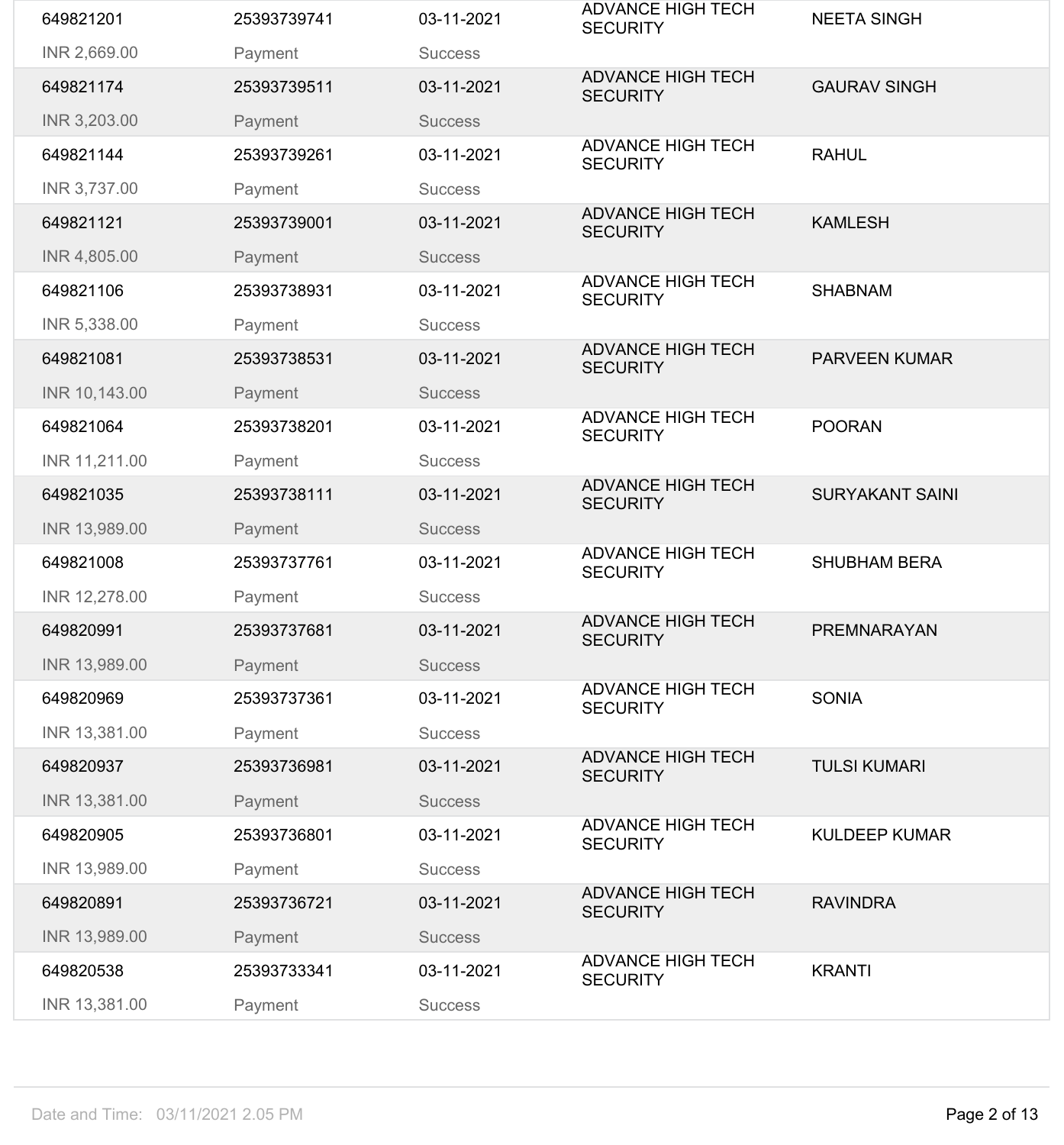| | | | | |
|---|---|---|---|---|
| 649821201 | 25393739741 | 03-11-2021 | ADVANCE HIGH TECH SECURITY | NEETA SINGH |
| INR 2,669.00 | Payment | Success | | |
| 649821174 | 25393739511 | 03-11-2021 | ADVANCE HIGH TECH SECURITY | GAURAV SINGH |
| INR 3,203.00 | Payment | Success | | |
| 649821144 | 25393739261 | 03-11-2021 | ADVANCE HIGH TECH SECURITY | RAHUL |
| INR 3,737.00 | Payment | Success | | |
| 649821121 | 25393739001 | 03-11-2021 | ADVANCE HIGH TECH SECURITY | KAMLESH |
| INR 4,805.00 | Payment | Success | | |
| 649821106 | 25393738931 | 03-11-2021 | ADVANCE HIGH TECH SECURITY | SHABNAM |
| INR 5,338.00 | Payment | Success | | |
| 649821081 | 25393738531 | 03-11-2021 | ADVANCE HIGH TECH SECURITY | PARVEEN KUMAR |
| INR 10,143.00 | Payment | Success | | |
| 649821064 | 25393738201 | 03-11-2021 | ADVANCE HIGH TECH SECURITY | POORAN |
| INR 11,211.00 | Payment | Success | | |
| 649821035 | 25393738111 | 03-11-2021 | ADVANCE HIGH TECH SECURITY | SURYAKANT SAINI |
| INR 13,989.00 | Payment | Success | | |
| 649821008 | 25393737761 | 03-11-2021 | ADVANCE HIGH TECH SECURITY | SHUBHAM BERA |
| INR 12,278.00 | Payment | Success | | |
| 649820991 | 25393737681 | 03-11-2021 | ADVANCE HIGH TECH SECURITY | PREMNARAYAN |
| INR 13,989.00 | Payment | Success | | |
| 649820969 | 25393737361 | 03-11-2021 | ADVANCE HIGH TECH SECURITY | SONIA |
| INR 13,381.00 | Payment | Success | | |
| 649820937 | 25393736981 | 03-11-2021 | ADVANCE HIGH TECH SECURITY | TULSI KUMARI |
| INR 13,381.00 | Payment | Success | | |
| 649820905 | 25393736801 | 03-11-2021 | ADVANCE HIGH TECH SECURITY | KULDEEP KUMAR |
| INR 13,989.00 | Payment | Success | | |
| 649820891 | 25393736721 | 03-11-2021 | ADVANCE HIGH TECH SECURITY | RAVINDRA |
| INR 13,989.00 | Payment | Success | | |
| 649820538 | 25393733341 | 03-11-2021 | ADVANCE HIGH TECH SECURITY | KRANTI |
| INR 13,381.00 | Payment | Success | | |

Date and Time: 03/11/2021 2.05 PM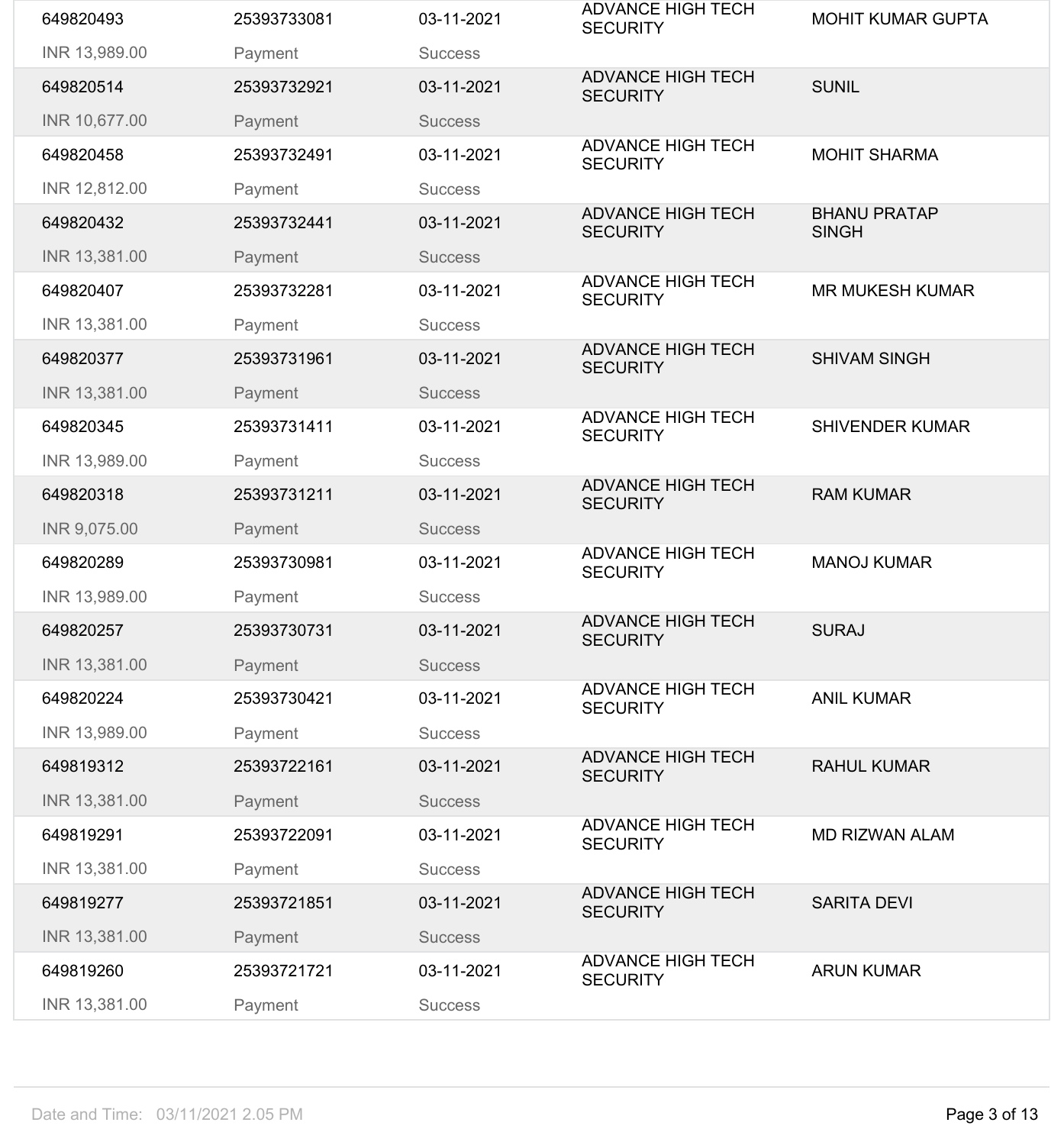| | | | | |
|---|---|---|---|---|
| 649820493 | 25393733081 | 03-11-2021 | ADVANCE HIGH TECH SECURITY | MOHIT KUMAR GUPTA |
| INR 13,989.00 | Payment | Success | | |
| 649820514 | 25393732921 | 03-11-2021 | ADVANCE HIGH TECH SECURITY | SUNIL |
| INR 10,677.00 | Payment | Success | | |
| 649820458 | 25393732491 | 03-11-2021 | ADVANCE HIGH TECH SECURITY | MOHIT SHARMA |
| INR 12,812.00 | Payment | Success | | |
| 649820432 | 25393732441 | 03-11-2021 | ADVANCE HIGH TECH SECURITY | BHANU PRATAP SINGH |
| INR 13,381.00 | Payment | Success | | |
| 649820407 | 25393732281 | 03-11-2021 | ADVANCE HIGH TECH SECURITY | MR MUKESH KUMAR |
| INR 13,381.00 | Payment | Success | | |
| 649820377 | 25393731961 | 03-11-2021 | ADVANCE HIGH TECH SECURITY | SHIVAM SINGH |
| INR 13,381.00 | Payment | Success | | |
| 649820345 | 25393731411 | 03-11-2021 | ADVANCE HIGH TECH SECURITY | SHIVENDER KUMAR |
| INR 13,989.00 | Payment | Success | | |
| 649820318 | 25393731211 | 03-11-2021 | ADVANCE HIGH TECH SECURITY | RAM KUMAR |
| INR 9,075.00 | Payment | Success | | |
| 649820289 | 25393730981 | 03-11-2021 | ADVANCE HIGH TECH SECURITY | MANOJ KUMAR |
| INR 13,989.00 | Payment | Success | | |
| 649820257 | 25393730731 | 03-11-2021 | ADVANCE HIGH TECH SECURITY | SURAJ |
| INR 13,381.00 | Payment | Success | | |
| 649820224 | 25393730421 | 03-11-2021 | ADVANCE HIGH TECH SECURITY | ANIL KUMAR |
| INR 13,989.00 | Payment | Success | | |
| 649819312 | 25393722161 | 03-11-2021 | ADVANCE HIGH TECH SECURITY | RAHUL KUMAR |
| INR 13,381.00 | Payment | Success | | |
| 649819291 | 25393722091 | 03-11-2021 | ADVANCE HIGH TECH SECURITY | MD RIZWAN ALAM |
| INR 13,381.00 | Payment | Success | | |
| 649819277 | 25393721851 | 03-11-2021 | ADVANCE HIGH TECH SECURITY | SARITA DEVI |
| INR 13,381.00 | Payment | Success | | |
| 649819260 | 25393721721 | 03-11-2021 | ADVANCE HIGH TECH SECURITY | ARUN KUMAR |
| INR 13,381.00 | Payment | Success | | |

Date and Time: 03/11/2021 2.05 PM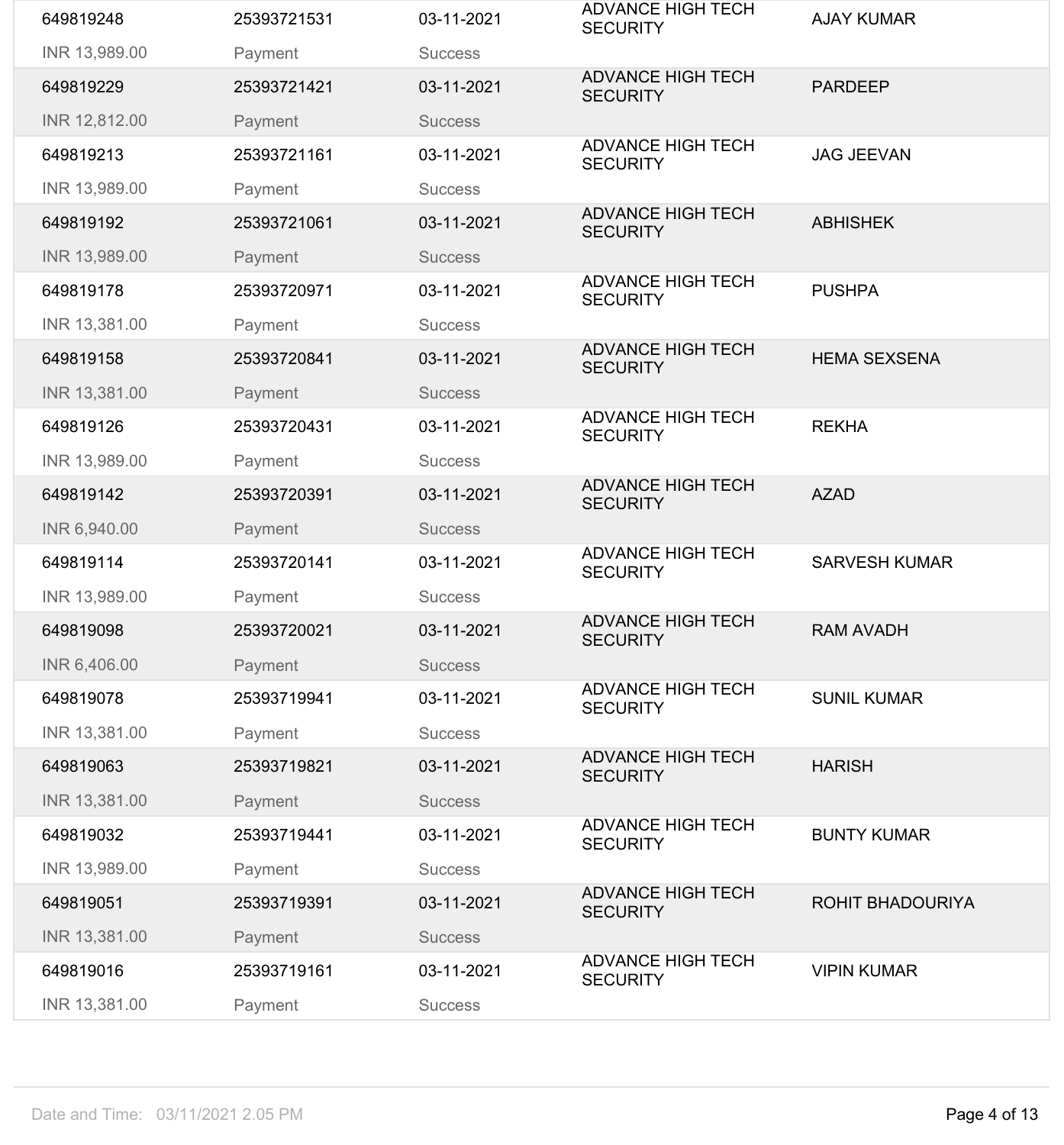| | | | | |
|---|---|---|---|---|
| 649819248<br>INR 13,989.00 | 25393721531<br>Payment | 03-11-2021<br>Success | ADVANCE HIGH TECH SECURITY | AJAY KUMAR |
| 649819229<br>INR 12,812.00 | 25393721421<br>Payment | 03-11-2021<br>Success | ADVANCE HIGH TECH SECURITY | PARDEEP |
| 649819213<br>INR 13,989.00 | 25393721161<br>Payment | 03-11-2021<br>Success | ADVANCE HIGH TECH SECURITY | JAG JEEVAN |
| 649819192<br>INR 13,989.00 | 25393721061<br>Payment | 03-11-2021<br>Success | ADVANCE HIGH TECH SECURITY | ABHISHEK |
| 649819178<br>INR 13,381.00 | 25393720971<br>Payment | 03-11-2021<br>Success | ADVANCE HIGH TECH SECURITY | PUSHPA |
| 649819158<br>INR 13,381.00 | 25393720841<br>Payment | 03-11-2021<br>Success | ADVANCE HIGH TECH SECURITY | HEMA SEXSENA |
| 649819126<br>INR 13,989.00 | 25393720431<br>Payment | 03-11-2021<br>Success | ADVANCE HIGH TECH SECURITY | REKHA |
| 649819142<br>INR 6,940.00 | 25393720391<br>Payment | 03-11-2021<br>Success | ADVANCE HIGH TECH SECURITY | AZAD |
| 649819114<br>INR 13,989.00 | 25393720141<br>Payment | 03-11-2021<br>Success | ADVANCE HIGH TECH SECURITY | SARVESH KUMAR |
| 649819098<br>INR 6,406.00 | 25393720021<br>Payment | 03-11-2021<br>Success | ADVANCE HIGH TECH SECURITY | RAM AVADH |
| 649819078<br>INR 13,381.00 | 25393719941<br>Payment | 03-11-2021<br>Success | ADVANCE HIGH TECH SECURITY | SUNIL KUMAR |
| 649819063<br>INR 13,381.00 | 25393719821<br>Payment | 03-11-2021<br>Success | ADVANCE HIGH TECH SECURITY | HARISH |
| 649819032<br>INR 13,989.00 | 25393719441<br>Payment | 03-11-2021<br>Success | ADVANCE HIGH TECH SECURITY | BUNTY KUMAR |
| 649819051<br>INR 13,381.00 | 25393719391<br>Payment | 03-11-2021<br>Success | ADVANCE HIGH TECH SECURITY | ROHIT BHADOURIYA |
| 649819016<br>INR 13,381.00 | 25393719161<br>Payment | 03-11-2021<br>Success | ADVANCE HIGH TECH SECURITY | VIPIN KUMAR |

Date and Time: 03/11/2021 2.05 PM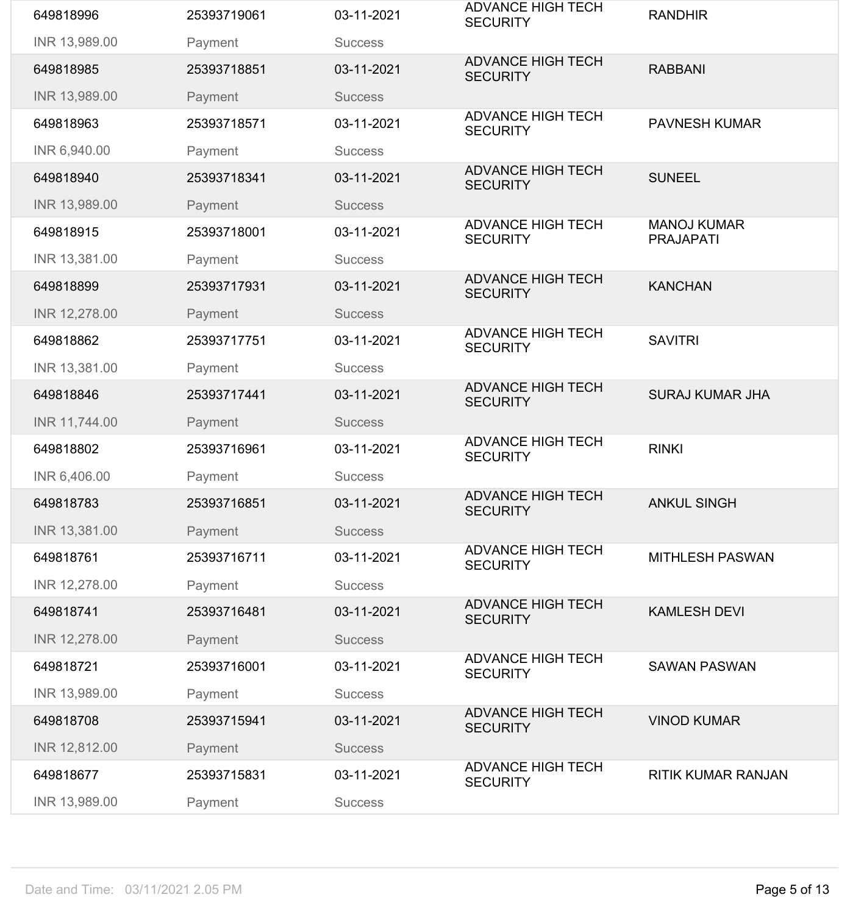| | | | | |
|---|---|---|---|---|
| 649818996 | 25393719061 | 03-11-2021 | ADVANCE HIGH TECH SECURITY | RANDHIR |
| INR 13,989.00 | Payment | Success | | |
| 649818985 | 25393718851 | 03-11-2021 | ADVANCE HIGH TECH SECURITY | RABBANI |
| INR 13,989.00 | Payment | Success | | |
| 649818963 | 25393718571 | 03-11-2021 | ADVANCE HIGH TECH SECURITY | PAVNESH KUMAR |
| INR 6,940.00 | Payment | Success | | |
| 649818940 | 25393718341 | 03-11-2021 | ADVANCE HIGH TECH SECURITY | SUNEEL |
| INR 13,989.00 | Payment | Success | | |
| 649818915 | 25393718001 | 03-11-2021 | ADVANCE HIGH TECH SECURITY | MANOJ KUMAR PRAJAPATI |
| INR 13,381.00 | Payment | Success | | |
| 649818899 | 25393717931 | 03-11-2021 | ADVANCE HIGH TECH SECURITY | KANCHAN |
| INR 12,278.00 | Payment | Success | | |
| 649818862 | 25393717751 | 03-11-2021 | ADVANCE HIGH TECH SECURITY | SAVITRI |
| INR 13,381.00 | Payment | Success | | |
| 649818846 | 25393717441 | 03-11-2021 | ADVANCE HIGH TECH SECURITY | SURAJ KUMAR JHA |
| INR 11,744.00 | Payment | Success | | |
| 649818802 | 25393716961 | 03-11-2021 | ADVANCE HIGH TECH SECURITY | RINKI |
| INR 6,406.00 | Payment | Success | | |
| 649818783 | 25393716851 | 03-11-2021 | ADVANCE HIGH TECH SECURITY | ANKUL SINGH |
| INR 13,381.00 | Payment | Success | | |
| 649818761 | 25393716711 | 03-11-2021 | ADVANCE HIGH TECH SECURITY | MITHLESH PASWAN |
| INR 12,278.00 | Payment | Success | | |
| 649818741 | 25393716481 | 03-11-2021 | ADVANCE HIGH TECH SECURITY | KAMLESH DEVI |
| INR 12,278.00 | Payment | Success | | |
| 649818721 | 25393716001 | 03-11-2021 | ADVANCE HIGH TECH SECURITY | SAWAN PASWAN |
| INR 13,989.00 | Payment | Success | | |
| 649818708 | 25393715941 | 03-11-2021 | ADVANCE HIGH TECH SECURITY | VINOD KUMAR |
| INR 12,812.00 | Payment | Success | | |
| 649818677 | 25393715831 | 03-11-2021 | ADVANCE HIGH TECH SECURITY | RITIK KUMAR RANJAN |
| INR 13,989.00 | Payment | Success | | |

Date and Time: 03/11/2021 2.05 PM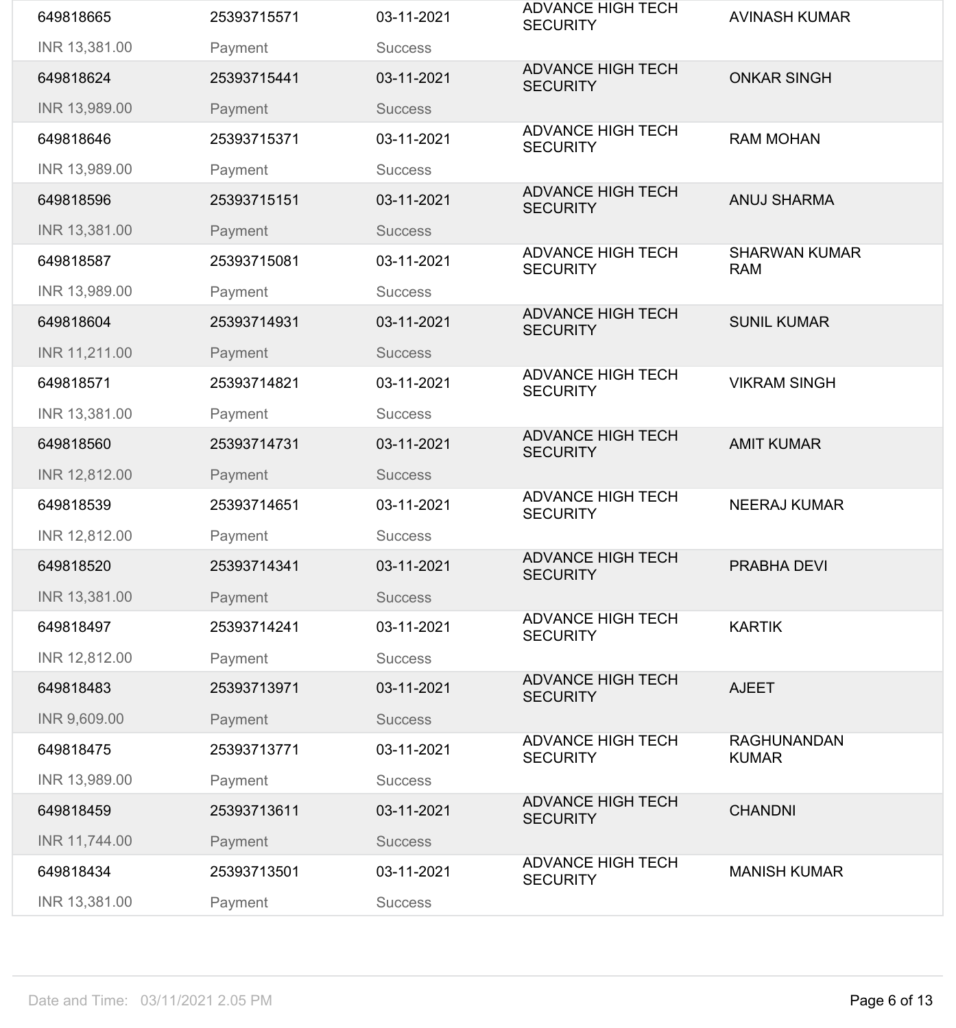| | | | | |
|---|---|---|---|---|
| 649818665 | 25393715571 | 03-11-2021 | ADVANCE HIGH TECH SECURITY | AVINASH KUMAR |
| INR 13,381.00 | Payment | Success | | |
| 649818624 | 25393715441 | 03-11-2021 | ADVANCE HIGH TECH SECURITY | ONKAR SINGH |
| INR 13,989.00 | Payment | Success | | |
| 649818646 | 25393715371 | 03-11-2021 | ADVANCE HIGH TECH SECURITY | RAM MOHAN |
| INR 13,989.00 | Payment | Success | | |
| 649818596 | 25393715151 | 03-11-2021 | ADVANCE HIGH TECH SECURITY | ANUJ SHARMA |
| INR 13,381.00 | Payment | Success | | |
| 649818587 | 25393715081 | 03-11-2021 | ADVANCE HIGH TECH SECURITY | SHARWAN KUMAR RAM |
| INR 13,989.00 | Payment | Success | | |
| 649818604 | 25393714931 | 03-11-2021 | ADVANCE HIGH TECH SECURITY | SUNIL KUMAR |
| INR 11,211.00 | Payment | Success | | |
| 649818571 | 25393714821 | 03-11-2021 | ADVANCE HIGH TECH SECURITY | VIKRAM SINGH |
| INR 13,381.00 | Payment | Success | | |
| 649818560 | 25393714731 | 03-11-2021 | ADVANCE HIGH TECH SECURITY | AMIT KUMAR |
| INR 12,812.00 | Payment | Success | | |
| 649818539 | 25393714651 | 03-11-2021 | ADVANCE HIGH TECH SECURITY | NEERAJ KUMAR |
| INR 12,812.00 | Payment | Success | | |
| 649818520 | 25393714341 | 03-11-2021 | ADVANCE HIGH TECH SECURITY | PRABHA DEVI |
| INR 13,381.00 | Payment | Success | | |
| 649818497 | 25393714241 | 03-11-2021 | ADVANCE HIGH TECH SECURITY | KARTIK |
| INR 12,812.00 | Payment | Success | | |
| 649818483 | 25393713971 | 03-11-2021 | ADVANCE HIGH TECH SECURITY | AJEET |
| INR 9,609.00 | Payment | Success | | |
| 649818475 | 25393713771 | 03-11-2021 | ADVANCE HIGH TECH SECURITY | RAGHUNANDAN KUMAR |
| INR 13,989.00 | Payment | Success | | |
| 649818459 | 25393713611 | 03-11-2021 | ADVANCE HIGH TECH SECURITY | CHANDNI |
| INR 11,744.00 | Payment | Success | | |
| 649818434 | 25393713501 | 03-11-2021 | ADVANCE HIGH TECH SECURITY | MANISH KUMAR |
| INR 13,381.00 | Payment | Success | | |

Date and Time: 03/11/2021 2.05 PM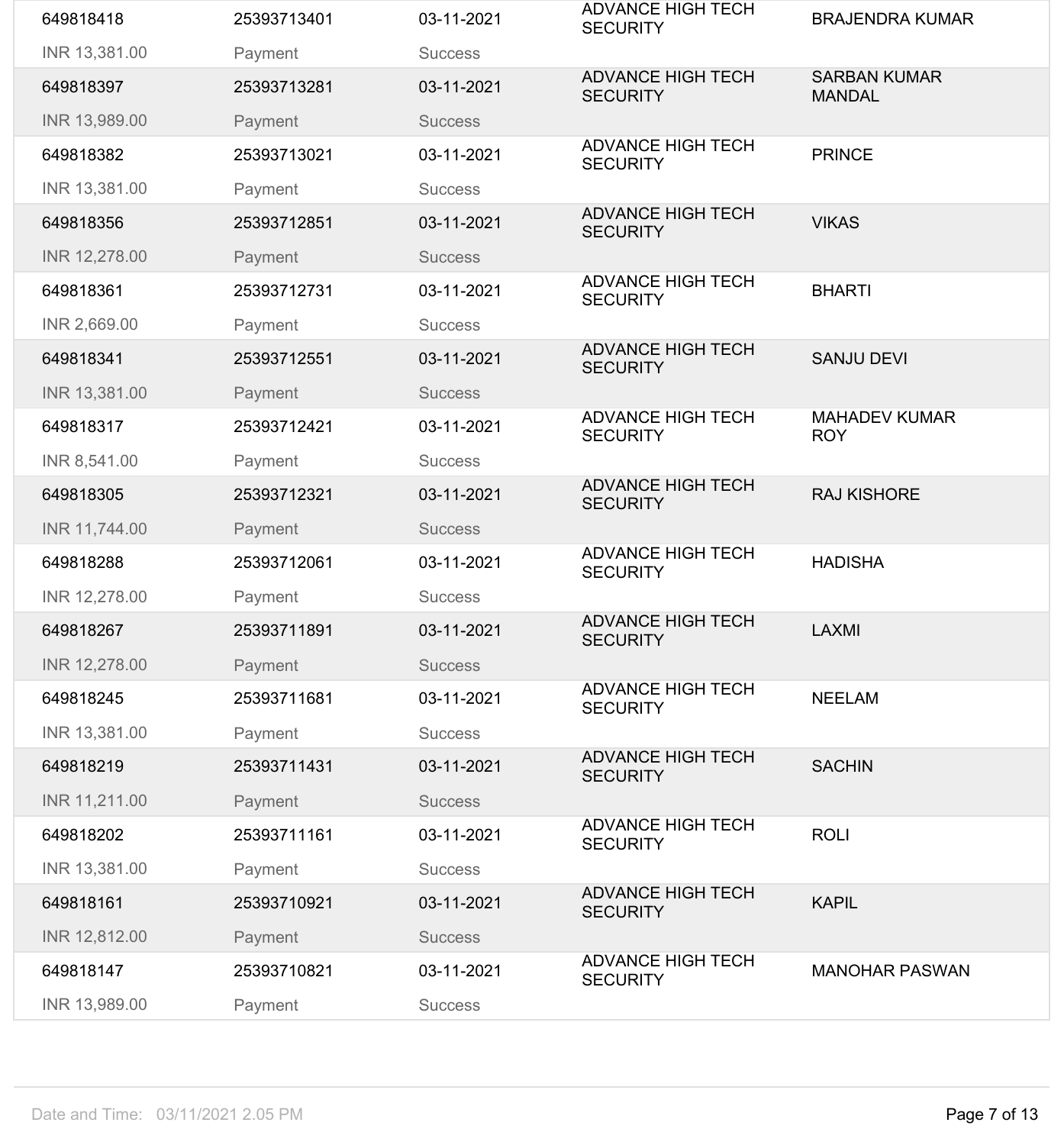| | | | | |
|---|---|---|---|---|
| 649818418 | 25393713401 | 03-11-2021 | ADVANCE HIGH TECH SECURITY | BRAJENDRA KUMAR |
| INR 13,381.00 | Payment | Success | | |
| 649818397 | 25393713281 | 03-11-2021 | ADVANCE HIGH TECH SECURITY | SARBAN KUMAR MANDAL |
| INR 13,989.00 | Payment | Success | | |
| 649818382 | 25393713021 | 03-11-2021 | ADVANCE HIGH TECH SECURITY | PRINCE |
| INR 13,381.00 | Payment | Success | | |
| 649818356 | 25393712851 | 03-11-2021 | ADVANCE HIGH TECH SECURITY | VIKAS |
| INR 12,278.00 | Payment | Success | | |
| 649818361 | 25393712731 | 03-11-2021 | ADVANCE HIGH TECH SECURITY | BHARTI |
| INR 2,669.00 | Payment | Success | | |
| 649818341 | 25393712551 | 03-11-2021 | ADVANCE HIGH TECH SECURITY | SANJU DEVI |
| INR 13,381.00 | Payment | Success | | |
| 649818317 | 25393712421 | 03-11-2021 | ADVANCE HIGH TECH SECURITY | MAHADEV KUMAR ROY |
| INR 8,541.00 | Payment | Success | | |
| 649818305 | 25393712321 | 03-11-2021 | ADVANCE HIGH TECH SECURITY | RAJ KISHORE |
| INR 11,744.00 | Payment | Success | | |
| 649818288 | 25393712061 | 03-11-2021 | ADVANCE HIGH TECH SECURITY | HADISHA |
| INR 12,278.00 | Payment | Success | | |
| 649818267 | 25393711891 | 03-11-2021 | ADVANCE HIGH TECH SECURITY | LAXMI |
| INR 12,278.00 | Payment | Success | | |
| 649818245 | 25393711681 | 03-11-2021 | ADVANCE HIGH TECH SECURITY | NEELAM |
| INR 13,381.00 | Payment | Success | | |
| 649818219 | 25393711431 | 03-11-2021 | ADVANCE HIGH TECH SECURITY | SACHIN |
| INR 11,211.00 | Payment | Success | | |
| 649818202 | 25393711161 | 03-11-2021 | ADVANCE HIGH TECH SECURITY | ROLI |
| INR 13,381.00 | Payment | Success | | |
| 649818161 | 25393710921 | 03-11-2021 | ADVANCE HIGH TECH SECURITY | KAPIL |
| INR 12,812.00 | Payment | Success | | |
| 649818147 | 25393710821 | 03-11-2021 | ADVANCE HIGH TECH SECURITY | MANOHAR PASWAN |
| INR 13,989.00 | Payment | Success | | |

Date and Time: 03/11/2021 2.05 PM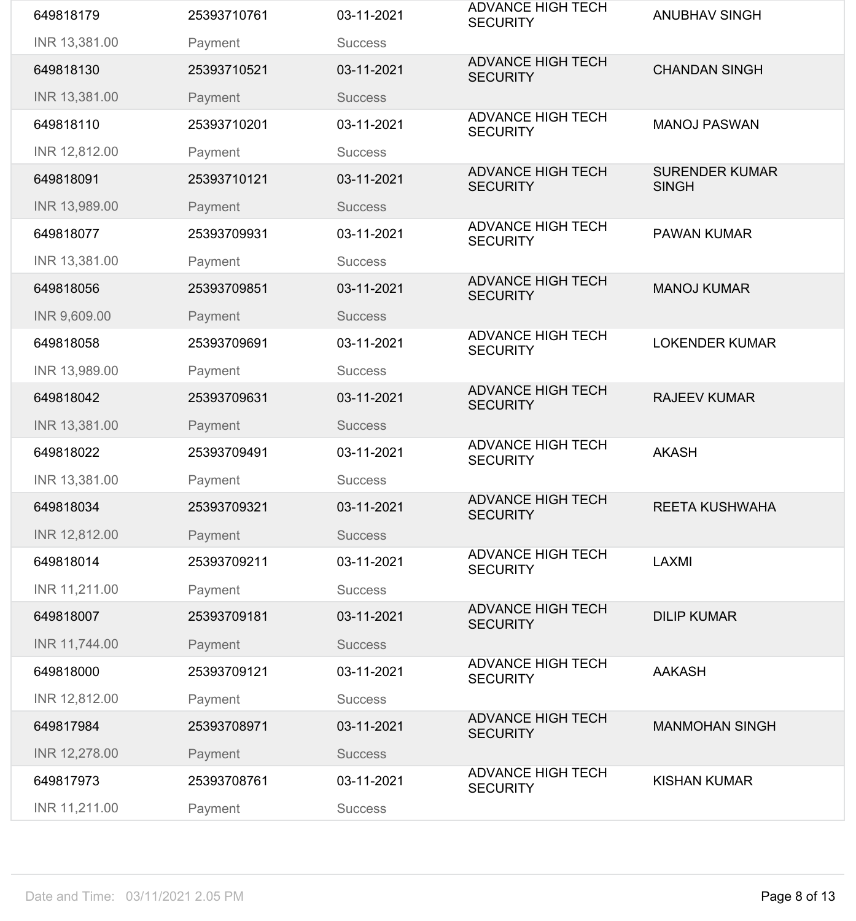| | | | | |
|---|---|---|---|---|
| 649818179 | 25393710761 | 03-11-2021 | ADVANCE HIGH TECH SECURITY | ANUBHAV SINGH |
| INR 13,381.00 | Payment | Success | | |
| 649818130 | 25393710521 | 03-11-2021 | ADVANCE HIGH TECH SECURITY | CHANDAN SINGH |
| INR 13,381.00 | Payment | Success | | |
| 649818110 | 25393710201 | 03-11-2021 | ADVANCE HIGH TECH SECURITY | MANOJ PASWAN |
| INR 12,812.00 | Payment | Success | | |
| 649818091 | 25393710121 | 03-11-2021 | ADVANCE HIGH TECH SECURITY | SURENDER KUMAR SINGH |
| INR 13,989.00 | Payment | Success | | |
| 649818077 | 25393709931 | 03-11-2021 | ADVANCE HIGH TECH SECURITY | PAWAN KUMAR |
| INR 13,381.00 | Payment | Success | | |
| 649818056 | 25393709851 | 03-11-2021 | ADVANCE HIGH TECH SECURITY | MANOJ KUMAR |
| INR 9,609.00 | Payment | Success | | |
| 649818058 | 25393709691 | 03-11-2021 | ADVANCE HIGH TECH SECURITY | LOKENDER KUMAR |
| INR 13,989.00 | Payment | Success | | |
| 649818042 | 25393709631 | 03-11-2021 | ADVANCE HIGH TECH SECURITY | RAJEEV KUMAR |
| INR 13,381.00 | Payment | Success | | |
| 649818022 | 25393709491 | 03-11-2021 | ADVANCE HIGH TECH SECURITY | AKASH |
| INR 13,381.00 | Payment | Success | | |
| 649818034 | 25393709321 | 03-11-2021 | ADVANCE HIGH TECH SECURITY | REETA KUSHWAHA |
| INR 12,812.00 | Payment | Success | | |
| 649818014 | 25393709211 | 03-11-2021 | ADVANCE HIGH TECH SECURITY | LAXMI |
| INR 11,211.00 | Payment | Success | | |
| 649818007 | 25393709181 | 03-11-2021 | ADVANCE HIGH TECH SECURITY | DILIP KUMAR |
| INR 11,744.00 | Payment | Success | | |
| 649818000 | 25393709121 | 03-11-2021 | ADVANCE HIGH TECH SECURITY | AAKASH |
| INR 12,812.00 | Payment | Success | | |
| 649817984 | 25393708971 | 03-11-2021 | ADVANCE HIGH TECH SECURITY | MANMOHAN SINGH |
| INR 12,278.00 | Payment | Success | | |
| 649817973 | 25393708761 | 03-11-2021 | ADVANCE HIGH TECH SECURITY | KISHAN KUMAR |
| INR 11,211.00 | Payment | Success | | |

Date and Time: 03/11/2021 2.05 PM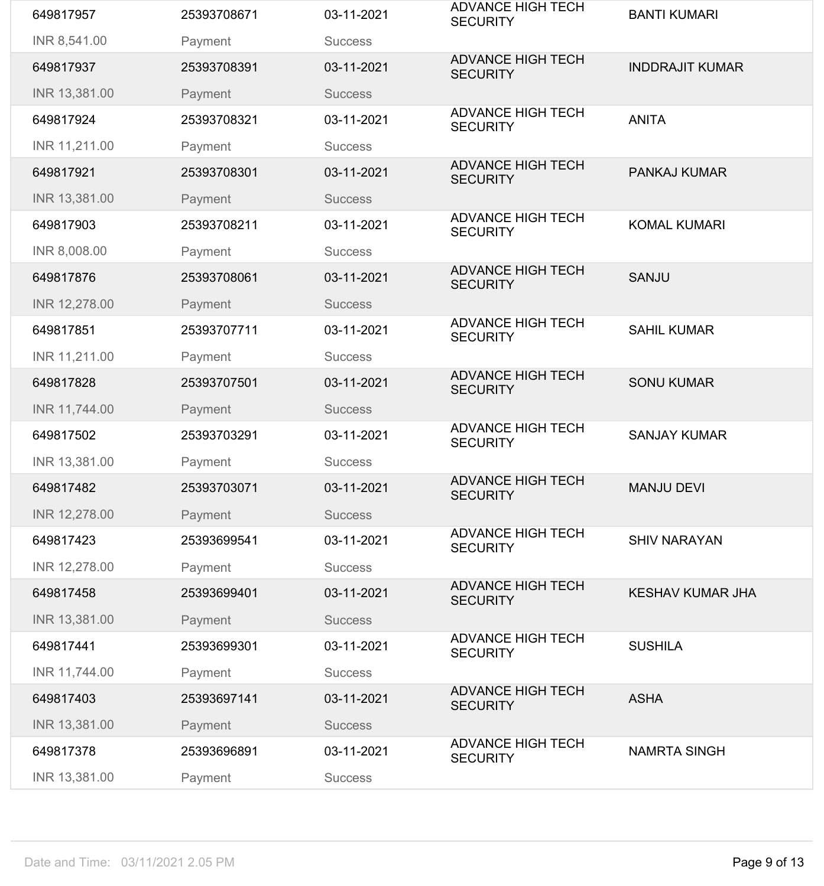| | | | | |
|---|---|---|---|---|
| 649817957 | 25393708671 | 03-11-2021 | ADVANCE HIGH TECH SECURITY | BANTI KUMARI |
| INR 8,541.00 | Payment | Success | | |
| 649817937 | 25393708391 | 03-11-2021 | ADVANCE HIGH TECH SECURITY | INDDRAJIT KUMAR |
| INR 13,381.00 | Payment | Success | | |
| 649817924 | 25393708321 | 03-11-2021 | ADVANCE HIGH TECH SECURITY | ANITA |
| INR 11,211.00 | Payment | Success | | |
| 649817921 | 25393708301 | 03-11-2021 | ADVANCE HIGH TECH SECURITY | PANKAJ KUMAR |
| INR 13,381.00 | Payment | Success | | |
| 649817903 | 25393708211 | 03-11-2021 | ADVANCE HIGH TECH SECURITY | KOMAL KUMARI |
| INR 8,008.00 | Payment | Success | | |
| 649817876 | 25393708061 | 03-11-2021 | ADVANCE HIGH TECH SECURITY | SANJU |
| INR 12,278.00 | Payment | Success | | |
| 649817851 | 25393707711 | 03-11-2021 | ADVANCE HIGH TECH SECURITY | SAHIL KUMAR |
| INR 11,211.00 | Payment | Success | | |
| 649817828 | 25393707501 | 03-11-2021 | ADVANCE HIGH TECH SECURITY | SONU KUMAR |
| INR 11,744.00 | Payment | Success | | |
| 649817502 | 25393703291 | 03-11-2021 | ADVANCE HIGH TECH SECURITY | SANJAY KUMAR |
| INR 13,381.00 | Payment | Success | | |
| 649817482 | 25393703071 | 03-11-2021 | ADVANCE HIGH TECH SECURITY | MANJU DEVI |
| INR 12,278.00 | Payment | Success | | |
| 649817423 | 25393699541 | 03-11-2021 | ADVANCE HIGH TECH SECURITY | SHIV NARAYAN |
| INR 12,278.00 | Payment | Success | | |
| 649817458 | 25393699401 | 03-11-2021 | ADVANCE HIGH TECH SECURITY | KESHAV KUMAR JHA |
| INR 13,381.00 | Payment | Success | | |
| 649817441 | 25393699301 | 03-11-2021 | ADVANCE HIGH TECH SECURITY | SUSHILA |
| INR 11,744.00 | Payment | Success | | |
| 649817403 | 25393697141 | 03-11-2021 | ADVANCE HIGH TECH SECURITY | ASHA |
| INR 13,381.00 | Payment | Success | | |
| 649817378 | 25393696891 | 03-11-2021 | ADVANCE HIGH TECH SECURITY | NAMRTA SINGH |
| INR 13,381.00 | Payment | Success | | |

Date and Time: 03/11/2021 2.05 PM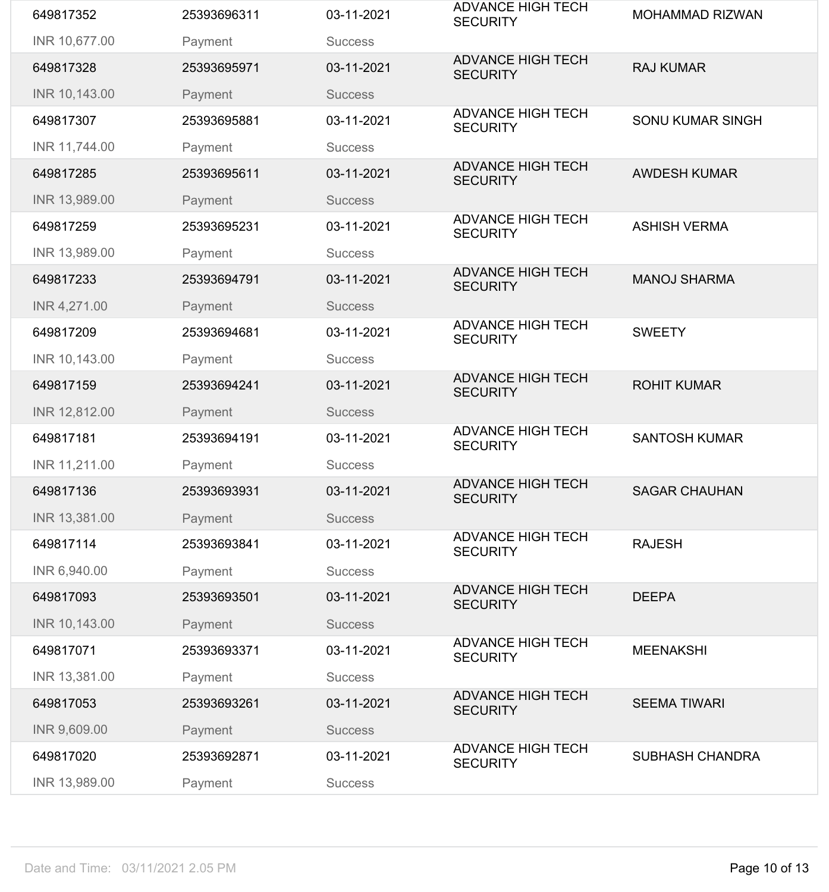| | | | | |
|---|---|---|---|---|
| 649817352 | 25393696311 | 03-11-2021 | ADVANCE HIGH TECH SECURITY | MOHAMMAD RIZWAN |
| INR 10,677.00 | Payment | Success | | |
| 649817328 | 25393695971 | 03-11-2021 | ADVANCE HIGH TECH SECURITY | RAJ KUMAR |
| INR 10,143.00 | Payment | Success | | |
| 649817307 | 25393695881 | 03-11-2021 | ADVANCE HIGH TECH SECURITY | SONU KUMAR SINGH |
| INR 11,744.00 | Payment | Success | | |
| 649817285 | 25393695611 | 03-11-2021 | ADVANCE HIGH TECH SECURITY | AWDESH KUMAR |
| INR 13,989.00 | Payment | Success | | |
| 649817259 | 25393695231 | 03-11-2021 | ADVANCE HIGH TECH SECURITY | ASHISH VERMA |
| INR 13,989.00 | Payment | Success | | |
| 649817233 | 25393694791 | 03-11-2021 | ADVANCE HIGH TECH SECURITY | MANOJ SHARMA |
| INR 4,271.00 | Payment | Success | | |
| 649817209 | 25393694681 | 03-11-2021 | ADVANCE HIGH TECH SECURITY | SWEETY |
| INR 10,143.00 | Payment | Success | | |
| 649817159 | 25393694241 | 03-11-2021 | ADVANCE HIGH TECH SECURITY | ROHIT KUMAR |
| INR 12,812.00 | Payment | Success | | |
| 649817181 | 25393694191 | 03-11-2021 | ADVANCE HIGH TECH SECURITY | SANTOSH KUMAR |
| INR 11,211.00 | Payment | Success | | |
| 649817136 | 25393693931 | 03-11-2021 | ADVANCE HIGH TECH SECURITY | SAGAR CHAUHAN |
| INR 13,381.00 | Payment | Success | | |
| 649817114 | 25393693841 | 03-11-2021 | ADVANCE HIGH TECH SECURITY | RAJESH |
| INR 6,940.00 | Payment | Success | | |
| 649817093 | 25393693501 | 03-11-2021 | ADVANCE HIGH TECH SECURITY | DEEPA |
| INR 10,143.00 | Payment | Success | | |
| 649817071 | 25393693371 | 03-11-2021 | ADVANCE HIGH TECH SECURITY | MEENAKSHI |
| INR 13,381.00 | Payment | Success | | |
| 649817053 | 25393693261 | 03-11-2021 | ADVANCE HIGH TECH SECURITY | SEEMA TIWARI |
| INR 9,609.00 | Payment | Success | | |
| 649817020 | 25393692871 | 03-11-2021 | ADVANCE HIGH TECH SECURITY | SUBHASH CHANDRA |
| INR 13,989.00 | Payment | Success | | |

Date and Time: 03/11/2021 2.05 PM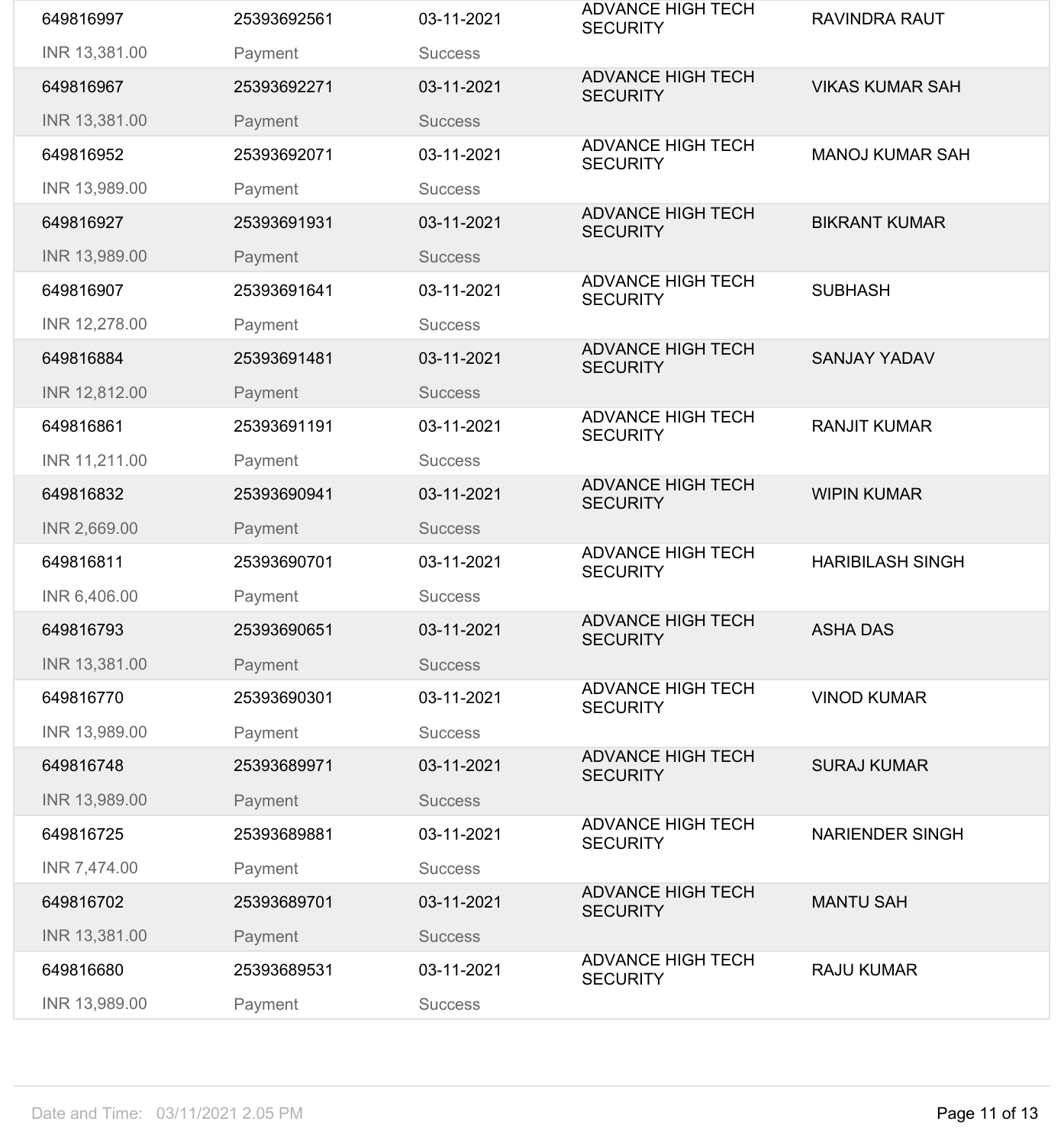| | | | | |
|---|---|---|---|---|
| 649816997 | 25393692561 | 03-11-2021 | ADVANCE HIGH TECH SECURITY | RAVINDRA RAUT |
| INR 13,381.00 | Payment | Success | | |
| 649816967 | 25393692271 | 03-11-2021 | ADVANCE HIGH TECH SECURITY | VIKAS KUMAR SAH |
| INR 13,381.00 | Payment | Success | | |
| 649816952 | 25393692071 | 03-11-2021 | ADVANCE HIGH TECH SECURITY | MANOJ KUMAR SAH |
| INR 13,989.00 | Payment | Success | | |
| 649816927 | 25393691931 | 03-11-2021 | ADVANCE HIGH TECH SECURITY | BIKRANT KUMAR |
| INR 13,989.00 | Payment | Success | | |
| 649816907 | 25393691641 | 03-11-2021 | ADVANCE HIGH TECH SECURITY | SUBHASH |
| INR 12,278.00 | Payment | Success | | |
| 649816884 | 25393691481 | 03-11-2021 | ADVANCE HIGH TECH SECURITY | SANJAY YADAV |
| INR 12,812.00 | Payment | Success | | |
| 649816861 | 25393691191 | 03-11-2021 | ADVANCE HIGH TECH SECURITY | RANJIT KUMAR |
| INR 11,211.00 | Payment | Success | | |
| 649816832 | 25393690941 | 03-11-2021 | ADVANCE HIGH TECH SECURITY | WIPIN KUMAR |
| INR 2,669.00 | Payment | Success | | |
| 649816811 | 25393690701 | 03-11-2021 | ADVANCE HIGH TECH SECURITY | HARIBILASH SINGH |
| INR 6,406.00 | Payment | Success | | |
| 649816793 | 25393690651 | 03-11-2021 | ADVANCE HIGH TECH SECURITY | ASHA DAS |
| INR 13,381.00 | Payment | Success | | |
| 649816770 | 25393690301 | 03-11-2021 | ADVANCE HIGH TECH SECURITY | VINOD KUMAR |
| INR 13,989.00 | Payment | Success | | |
| 649816748 | 25393689971 | 03-11-2021 | ADVANCE HIGH TECH SECURITY | SURAJ KUMAR |
| INR 13,989.00 | Payment | Success | | |
| 649816725 | 25393689881 | 03-11-2021 | ADVANCE HIGH TECH SECURITY | NARIENDER SINGH |
| INR 7,474.00 | Payment | Success | | |
| 649816702 | 25393689701 | 03-11-2021 | ADVANCE HIGH TECH SECURITY | MANTU SAH |
| INR 13,381.00 | Payment | Success | | |
| 649816680 | 25393689531 | 03-11-2021 | ADVANCE HIGH TECH SECURITY | RAJU KUMAR |
| INR 13,989.00 | Payment | Success | | |

Date and Time: 03/11/2021 2.05 PM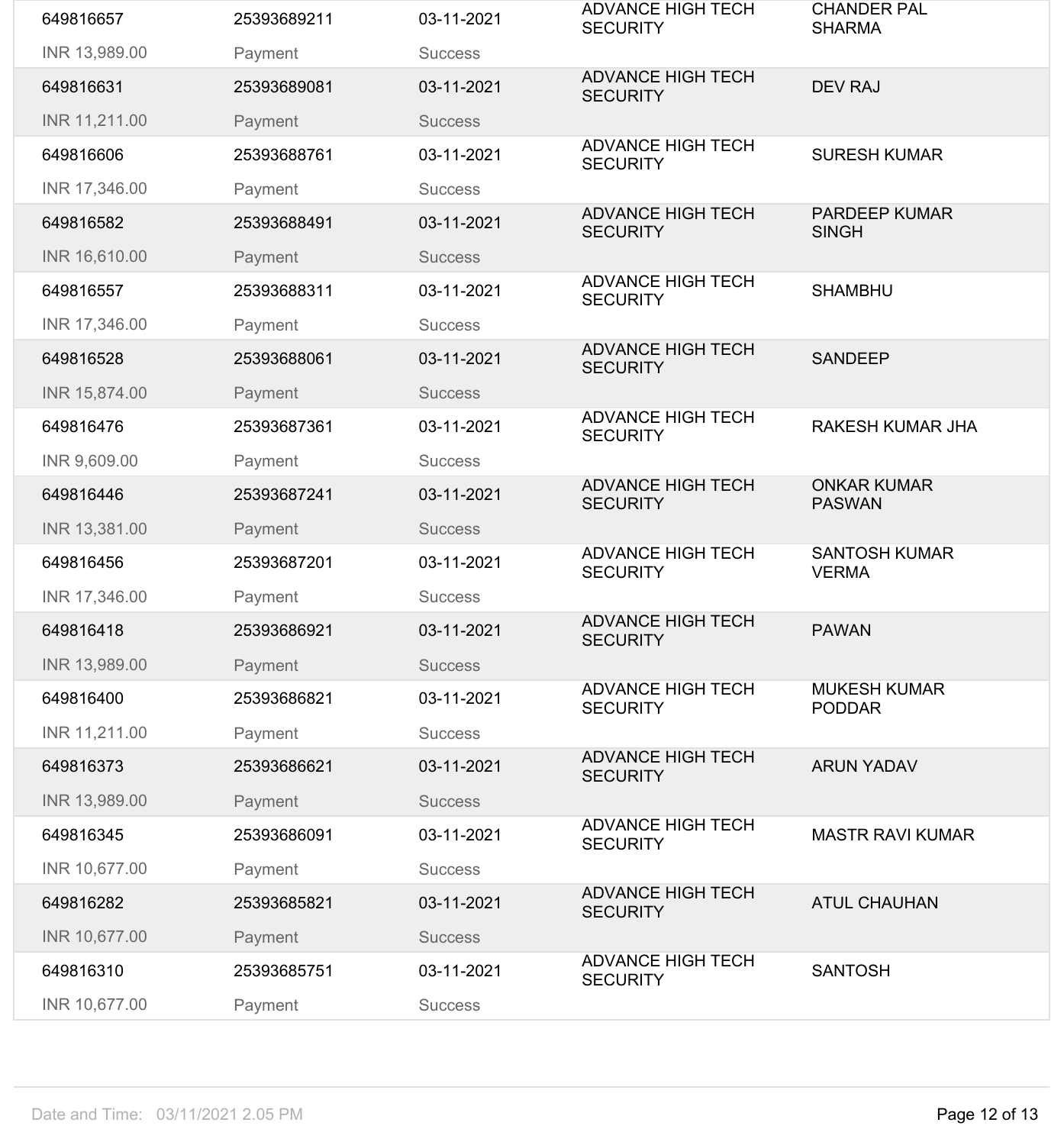| | | | | |
|---|---|---|---|---|
| 649816657 | 25393689211 | 03-11-2021 | ADVANCE HIGH TECH SECURITY | CHANDER PAL SHARMA |
| INR 13,989.00 | Payment | Success | | |
| 649816631 | 25393689081 | 03-11-2021 | ADVANCE HIGH TECH SECURITY | DEV RAJ |
| INR 11,211.00 | Payment | Success | | |
| 649816606 | 25393688761 | 03-11-2021 | ADVANCE HIGH TECH SECURITY | SURESH KUMAR |
| INR 17,346.00 | Payment | Success | | |
| 649816582 | 25393688491 | 03-11-2021 | ADVANCE HIGH TECH SECURITY | PARDEEP KUMAR SINGH |
| INR 16,610.00 | Payment | Success | | |
| 649816557 | 25393688311 | 03-11-2021 | ADVANCE HIGH TECH SECURITY | SHAMBHU |
| INR 17,346.00 | Payment | Success | | |
| 649816528 | 25393688061 | 03-11-2021 | ADVANCE HIGH TECH SECURITY | SANDEEP |
| INR 15,874.00 | Payment | Success | | |
| 649816476 | 25393687361 | 03-11-2021 | ADVANCE HIGH TECH SECURITY | RAKESH KUMAR JHA |
| INR 9,609.00 | Payment | Success | | |
| 649816446 | 25393687241 | 03-11-2021 | ADVANCE HIGH TECH SECURITY | ONKAR KUMAR PASWAN |
| INR 13,381.00 | Payment | Success | | |
| 649816456 | 25393687201 | 03-11-2021 | ADVANCE HIGH TECH SECURITY | SANTOSH KUMAR VERMA |
| INR 17,346.00 | Payment | Success | | |
| 649816418 | 25393686921 | 03-11-2021 | ADVANCE HIGH TECH SECURITY | PAWAN |
| INR 13,989.00 | Payment | Success | | |
| 649816400 | 25393686821 | 03-11-2021 | ADVANCE HIGH TECH SECURITY | MUKESH KUMAR PODDAR |
| INR 11,211.00 | Payment | Success | | |
| 649816373 | 25393686621 | 03-11-2021 | ADVANCE HIGH TECH SECURITY | ARUN YADAV |
| INR 13,989.00 | Payment | Success | | |
| 649816345 | 25393686091 | 03-11-2021 | ADVANCE HIGH TECH SECURITY | MASTR RAVI KUMAR |
| INR 10,677.00 | Payment | Success | | |
| 649816282 | 25393685821 | 03-11-2021 | ADVANCE HIGH TECH SECURITY | ATUL CHAUHAN |
| INR 10,677.00 | Payment | Success | | |
| 649816310 | 25393685751 | 03-11-2021 | ADVANCE HIGH TECH SECURITY | SANTOSH |
| INR 10,677.00 | Payment | Success | | |

Date and Time: 03/11/2021 2.05 PM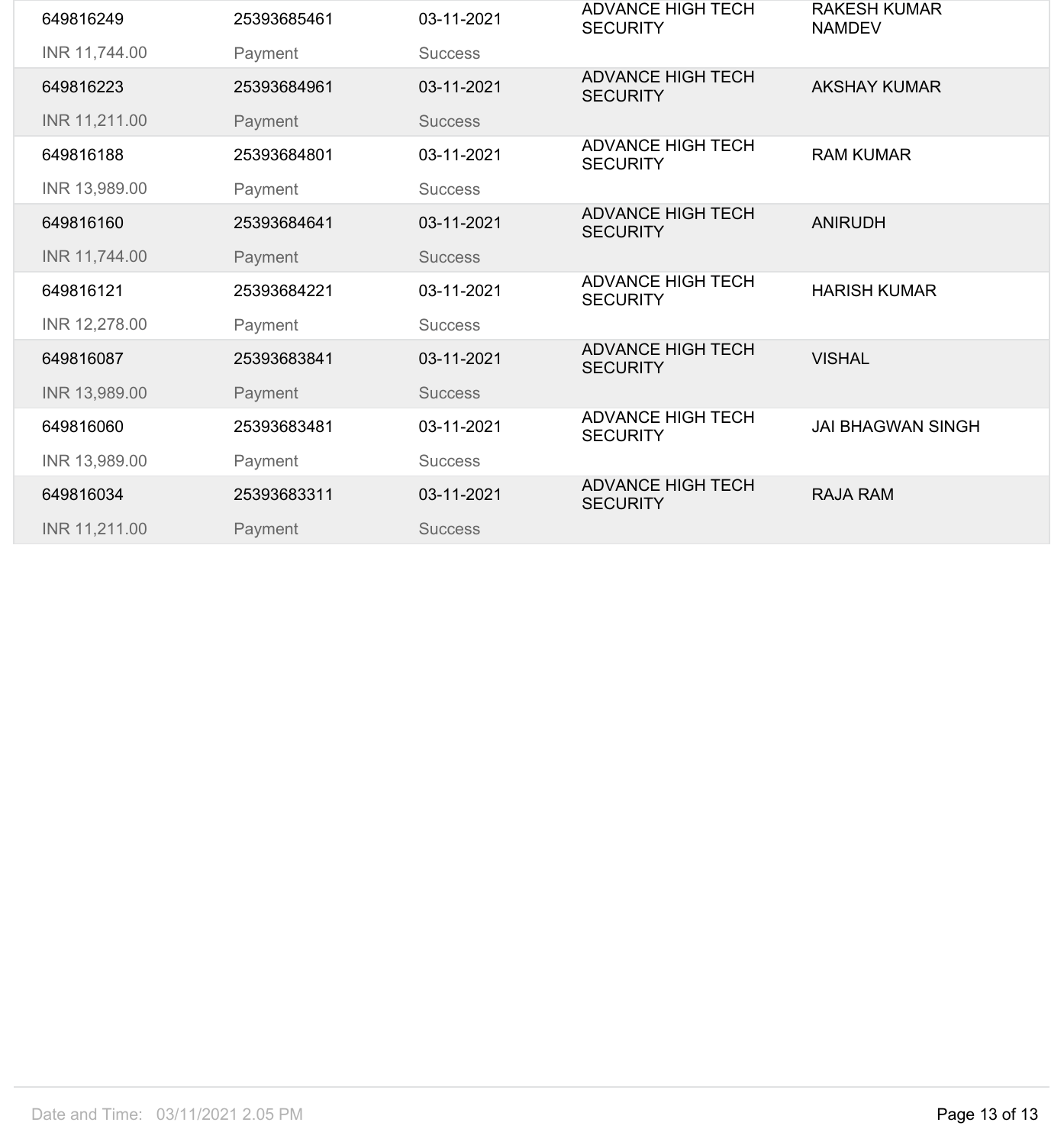| | | | | |
|---|---|---|---|---|
| 649816249 | 25393685461 | 03-11-2021 | ADVANCE HIGH TECH SECURITY | RAKESH KUMAR NAMDEV |
| INR 11,744.00 | Payment | Success | | |
| 649816223 | 25393684961 | 03-11-2021 | ADVANCE HIGH TECH SECURITY | AKSHAY KUMAR |
| INR 11,211.00 | Payment | Success | | |
| 649816188 | 25393684801 | 03-11-2021 | ADVANCE HIGH TECH SECURITY | RAM KUMAR |
| INR 13,989.00 | Payment | Success | | |
| 649816160 | 25393684641 | 03-11-2021 | ADVANCE HIGH TECH SECURITY | ANIRUDH |
| INR 11,744.00 | Payment | Success | | |
| 649816121 | 25393684221 | 03-11-2021 | ADVANCE HIGH TECH SECURITY | HARISH KUMAR |
| INR 12,278.00 | Payment | Success | | |
| 649816087 | 25393683841 | 03-11-2021 | ADVANCE HIGH TECH SECURITY | VISHAL |
| INR 13,989.00 | Payment | Success | | |
| 649816060 | 25393683481 | 03-11-2021 | ADVANCE HIGH TECH SECURITY | JAI BHAGWAN SINGH |
| INR 13,989.00 | Payment | Success | | |
| 649816034 | 25393683311 | 03-11-2021 | ADVANCE HIGH TECH SECURITY | RAJA RAM |
| INR 11,211.00 | Payment | Success | | |

Date and Time: 03/11/2021 2.05 PM